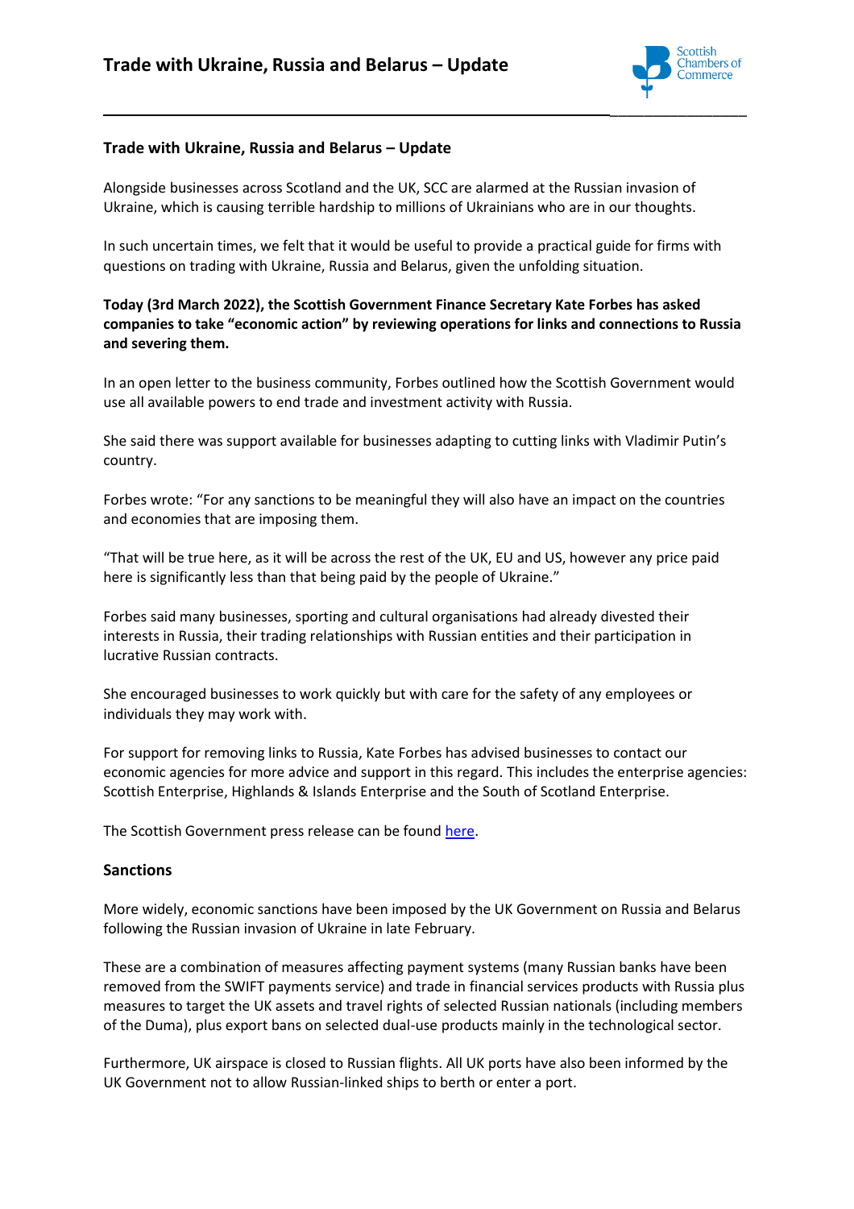# Trade with Ukraine, Russia and Belarus – Update

## Trade with Ukraine, Russia and Belarus – Update

Alongside businesses across Scotland and the UK, SCC are alarmed at the Russian invasion of Ukraine, which is causing terrible hardship to millions of Ukrainians who are in our thoughts.

In such uncertain times, we felt that it would be useful to provide a practical guide for firms with questions on trading with Ukraine, Russia and Belarus, given the unfolding situation.

**Today (3rd March 2022), the Scottish Government Finance Secretary Kate Forbes has asked companies to take "economic action" by reviewing operations for links and connections to Russia and severing them.**

In an open letter to the business community, Forbes outlined how the Scottish Government would use all available powers to end trade and investment activity with Russia.

She said there was support available for businesses adapting to cutting links with Vladimir Putin's country.

Forbes wrote: "For any sanctions to be meaningful they will also have an impact on the countries and economies that are imposing them.

"That will be true here, as it will be across the rest of the UK, EU and US, however any price paid here is significantly less than that being paid by the people of Ukraine."

Forbes said many businesses, sporting and cultural organisations had already divested their interests in Russia, their trading relationships with Russian entities and their participation in lucrative Russian contracts.

She encouraged businesses to work quickly but with care for the safety of any employees or individuals they may work with.

For support for removing links to Russia, Kate Forbes has advised businesses to contact our economic agencies for more advice and support in this regard. This includes the enterprise agencies: Scottish Enterprise, Highlands & Islands Enterprise and the South of Scotland Enterprise.

The Scottish Government press release can be found here.

## Sanctions

More widely, economic sanctions have been imposed by the UK Government on Russia and Belarus following the Russian invasion of Ukraine in late February.

These are a combination of measures affecting payment systems (many Russian banks have been removed from the SWIFT payments service) and trade in financial services products with Russia plus measures to target the UK assets and travel rights of selected Russian nationals (including members of the Duma), plus export bans on selected dual-use products mainly in the technological sector.

Furthermore, UK airspace is closed to Russian flights. All UK ports have also been informed by the UK Government not to allow Russian-linked ships to berth or enter a port.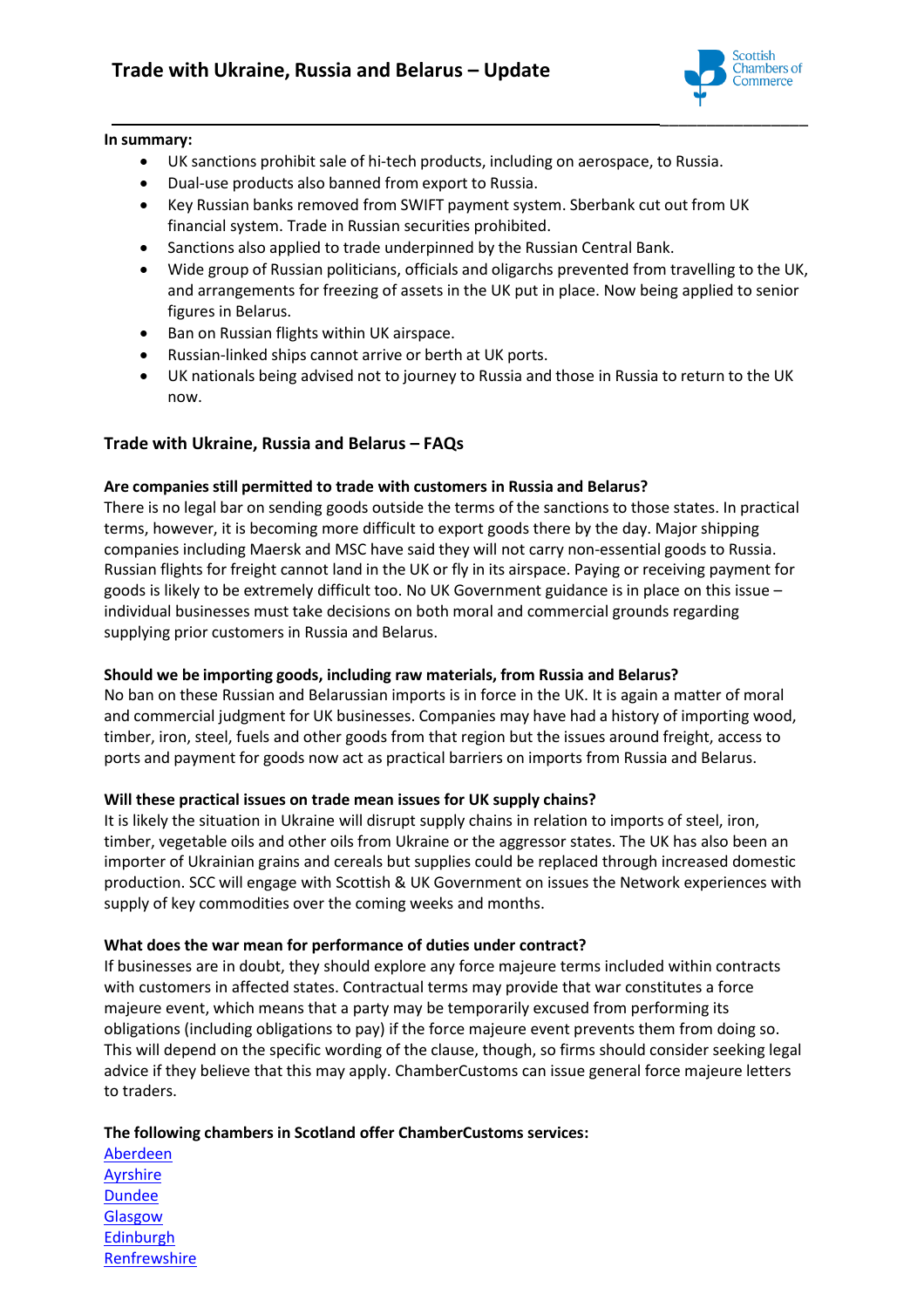# Trade with Ukraine, Russia and Belarus – Update

**In summary:**

- UK sanctions prohibit sale of hi-tech products, including on aerospace, to Russia.
- Dual-use products also banned from export to Russia.
- Key Russian banks removed from SWIFT payment system. Sberbank cut out from UK financial system. Trade in Russian securities prohibited.
- Sanctions also applied to trade underpinned by the Russian Central Bank.
- Wide group of Russian politicians, officials and oligarchs prevented from travelling to the UK, and arrangements for freezing of assets in the UK put in place. Now being applied to senior figures in Belarus.
- Ban on Russian flights within UK airspace.
- Russian-linked ships cannot arrive or berth at UK ports.
- UK nationals being advised not to journey to Russia and those in Russia to return to the UK now.

## Trade with Ukraine, Russia and Belarus – FAQs

**Are companies still permitted to trade with customers in Russia and Belarus?**

There is no legal bar on sending goods outside the terms of the sanctions to those states. In practical terms, however, it is becoming more difficult to export goods there by the day. Major shipping companies including Maersk and MSC have said they will not carry non-essential goods to Russia. Russian flights for freight cannot land in the UK or fly in its airspace. Paying or receiving payment for goods is likely to be extremely difficult too. No UK Government guidance is in place on this issue – individual businesses must take decisions on both moral and commercial grounds regarding supplying prior customers in Russia and Belarus.

**Should we be importing goods, including raw materials, from Russia and Belarus?**

No ban on these Russian and Belarussian imports is in force in the UK. It is again a matter of moral and commercial judgment for UK businesses. Companies may have had a history of importing wood, timber, iron, steel, fuels and other goods from that region but the issues around freight, access to ports and payment for goods now act as practical barriers on imports from Russia and Belarus.

**Will these practical issues on trade mean issues for UK supply chains?**

It is likely the situation in Ukraine will disrupt supply chains in relation to imports of steel, iron, timber, vegetable oils and other oils from Ukraine or the aggressor states. The UK has also been an importer of Ukrainian grains and cereals but supplies could be replaced through increased domestic production. SCC will engage with Scottish & UK Government on issues the Network experiences with supply of key commodities over the coming weeks and months.

**What does the war mean for performance of duties under contract?**

If businesses are in doubt, they should explore any force majeure terms included within contracts with customers in affected states. Contractual terms may provide that war constitutes a force majeure event, which means that a party may be temporarily excused from performing its obligations (including obligations to pay) if the force majeure event prevents them from doing so. This will depend on the specific wording of the clause, though, so firms should consider seeking legal advice if they believe that this may apply. ChamberCustoms can issue general force majeure letters to traders.

**The following chambers in Scotland offer ChamberCustoms services:**

Aberdeen
Ayrshire
Dundee
Glasgow
Edinburgh
Renfrewshire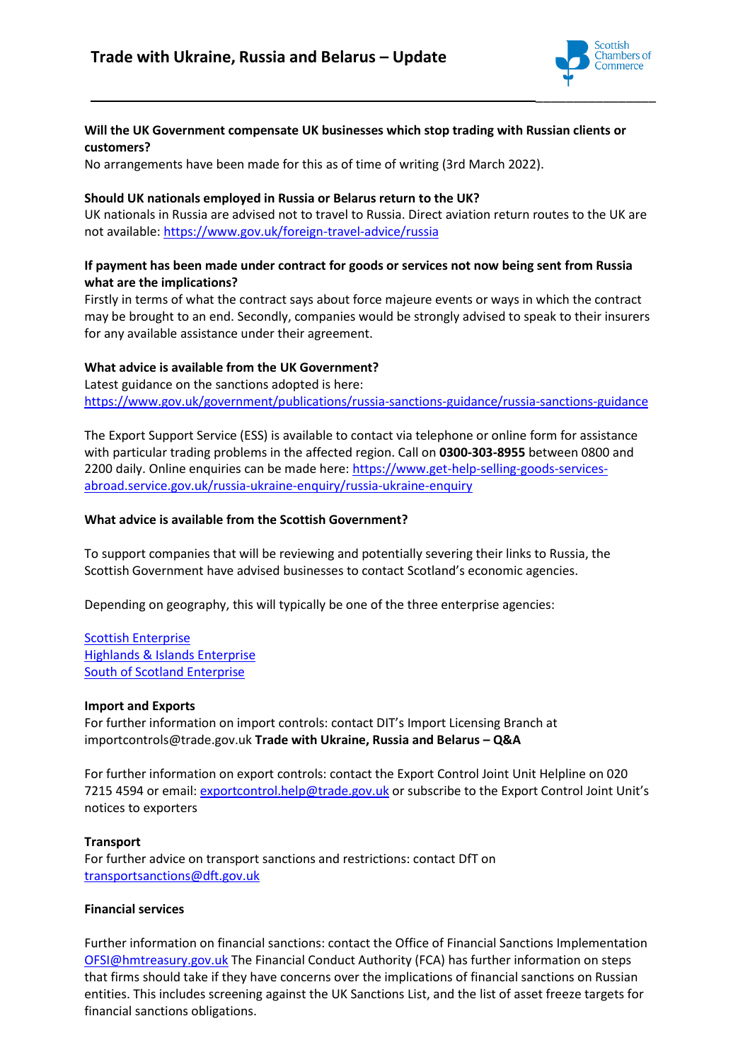**Will the UK Government compensate UK businesses which stop trading with Russian clients or customers?**
No arrangements have been made for this as of time of writing (3rd March 2022).

**Should UK nationals employed in Russia or Belarus return to the UK?**
UK nationals in Russia are advised not to travel to Russia. Direct aviation return routes to the UK are not available: [https://www.gov.uk/foreign-travel-advice/russia](https://www.gov.uk/foreign-travel-advice/russia)

**If payment has been made under contract for goods or services not now being sent from Russia what are the implications?**
Firstly in terms of what the contract says about force majeure events or ways in which the contract may be brought to an end. Secondly, companies would be strongly advised to speak to their insurers for any available assistance under their agreement.

**What advice is available from the UK Government?**
Latest guidance on the sanctions adopted is here:
[https://www.gov.uk/government/publications/russia-sanctions-guidance/russia-sanctions-guidance](https://www.gov.uk/government/publications/russia-sanctions-guidance/russia-sanctions-guidance)

The Export Support Service (ESS) is available to contact via telephone or online form for assistance with particular trading problems in the affected region. Call on **0300-303-8955** between 0800 and 2200 daily. Online enquiries can be made here: [https://www.get-help-selling-goods-services-abroad.service.gov.uk/russia-ukraine-enquiry/russia-ukraine-enquiry](https://www.get-help-selling-goods-services-abroad.service.gov.uk/russia-ukraine-enquiry/russia-ukraine-enquiry)

**What advice is available from the Scottish Government?**

To support companies that will be reviewing and potentially severing their links to Russia, the Scottish Government have advised businesses to contact Scotland's economic agencies.

Depending on geography, this will typically be one of the three enterprise agencies:

Scottish Enterprise
Highlands & Islands Enterprise
South of Scotland Enterprise

**Import and Exports**
For further information on import controls: contact DIT's Import Licensing Branch at importcontrols@trade.gov.uk **Trade with Ukraine, Russia and Belarus – Q&A**

For further information on export controls: contact the Export Control Joint Unit Helpline on 020 7215 4594 or email: exportcontrol.help@trade.gov.uk or subscribe to the Export Control Joint Unit's notices to exporters

**Transport**
For further advice on transport sanctions and restrictions: contact DfT on transportsanctions@dft.gov.uk

**Financial services**

Further information on financial sanctions: contact the Office of Financial Sanctions Implementation OFSI@hmtreasury.gov.uk The Financial Conduct Authority (FCA) has further information on steps that firms should take if they have concerns over the implications of financial sanctions on Russian entities. This includes screening against the UK Sanctions List, and the list of asset freeze targets for financial sanctions obligations.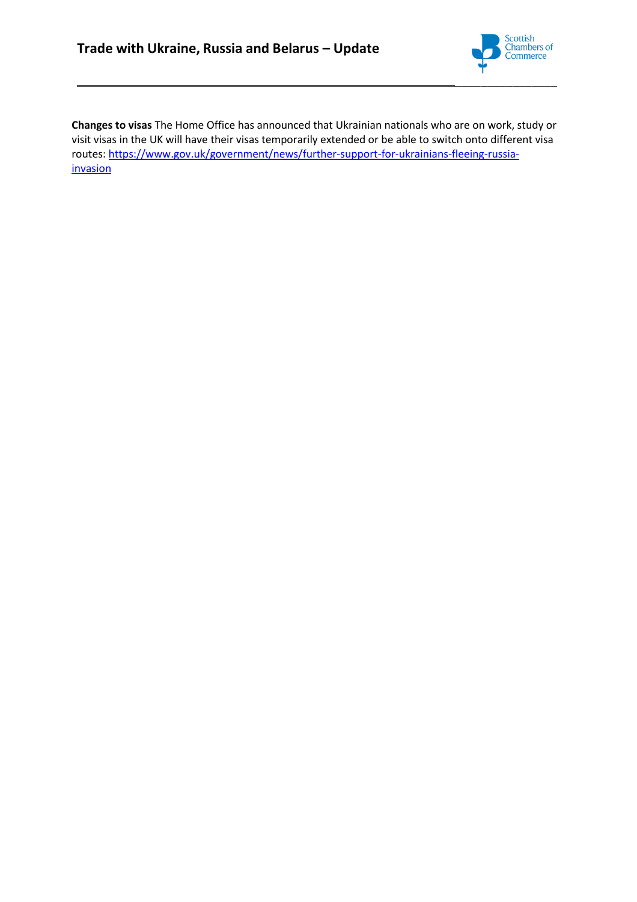**Changes to visas** The Home Office has announced that Ukrainian nationals who are on work, study or visit visas in the UK will have their visas temporarily extended or be able to switch onto different visa routes: [https://www.gov.uk/government/news/further-support-for-ukrainians-fleeing-russia-invasion](https://www.gov.uk/government/news/further-support-for-ukrainians-fleeing-russia-invasion)